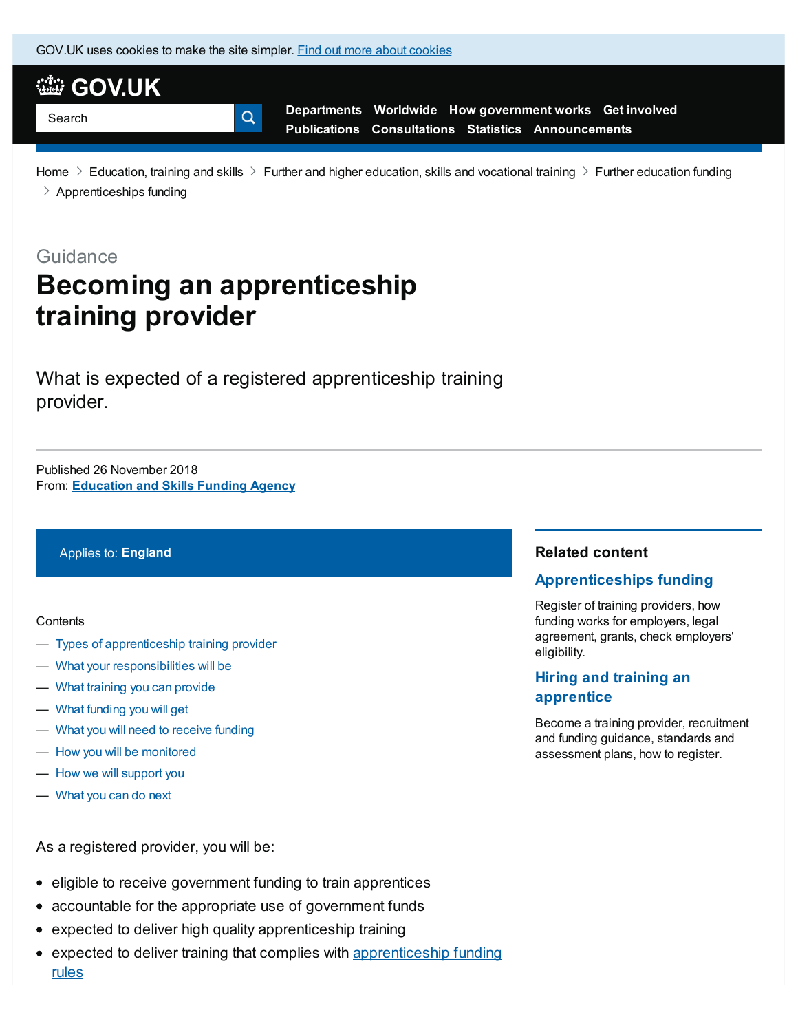GOV.UK uses cookies to make the site simpler. [Find out more about cookies]

GOV.UK

Search

Departments Worldwide How government works Get involved
Publications Consultations Statistics Announcements

Home > Education, training and skills > Further and higher education, skills and vocational training > Further education funding > Apprenticeships funding

Guidance

# Becoming an apprenticeship training provider

What is expected of a registered apprenticeship training provider.

Published 26 November 2018
From: **Education and Skills Funding Agency**

Applies to: **England**

Contents

— Types of apprenticeship training provider
— What your responsibilities will be
— What training you can provide
— What funding you will get
— What you will need to receive funding
— How you will be monitored
— How we will support you
— What you can do next

As a registered provider, you will be:

- eligible to receive government funding to train apprentices
- accountable for the appropriate use of government funds
- expected to deliver high quality apprenticeship training
- expected to deliver training that complies with apprenticeship funding rules

**Related content**

**Apprenticeships funding**

Register of training providers, how funding works for employers, legal agreement, grants, check employers' eligibility.

**Hiring and training an apprentice**

Become a training provider, recruitment and funding guidance, standards and assessment plans, how to register.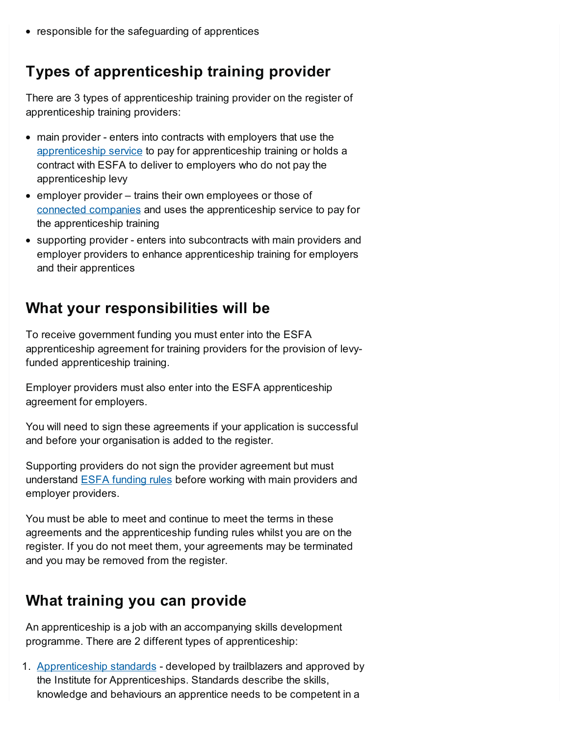- responsible for the safeguarding of apprentices

## Types of apprenticeship training provider

There are 3 types of apprenticeship training provider on the register of apprenticeship training providers:

- main provider - enters into contracts with employers that use the apprenticeship service to pay for apprenticeship training or holds a contract with ESFA to deliver to employers who do not pay the apprenticeship levy
- employer provider – trains their own employees or those of connected companies and uses the apprenticeship service to pay for the apprenticeship training
- supporting provider - enters into subcontracts with main providers and employer providers to enhance apprenticeship training for employers and their apprentices

## What your responsibilities will be

To receive government funding you must enter into the ESFA apprenticeship agreement for training providers for the provision of levy-funded apprenticeship training.

Employer providers must also enter into the ESFA apprenticeship agreement for employers.

You will need to sign these agreements if your application is successful and before your organisation is added to the register.

Supporting providers do not sign the provider agreement but must understand ESFA funding rules before working with main providers and employer providers.

You must be able to meet and continue to meet the terms in these agreements and the apprenticeship funding rules whilst you are on the register. If you do not meet them, your agreements may be terminated and you may be removed from the register.

## What training you can provide

An apprenticeship is a job with an accompanying skills development programme. There are 2 different types of apprenticeship:

1. Apprenticeship standards - developed by trailblazers and approved by the Institute for Apprenticeships. Standards describe the skills, knowledge and behaviours an apprentice needs to be competent in a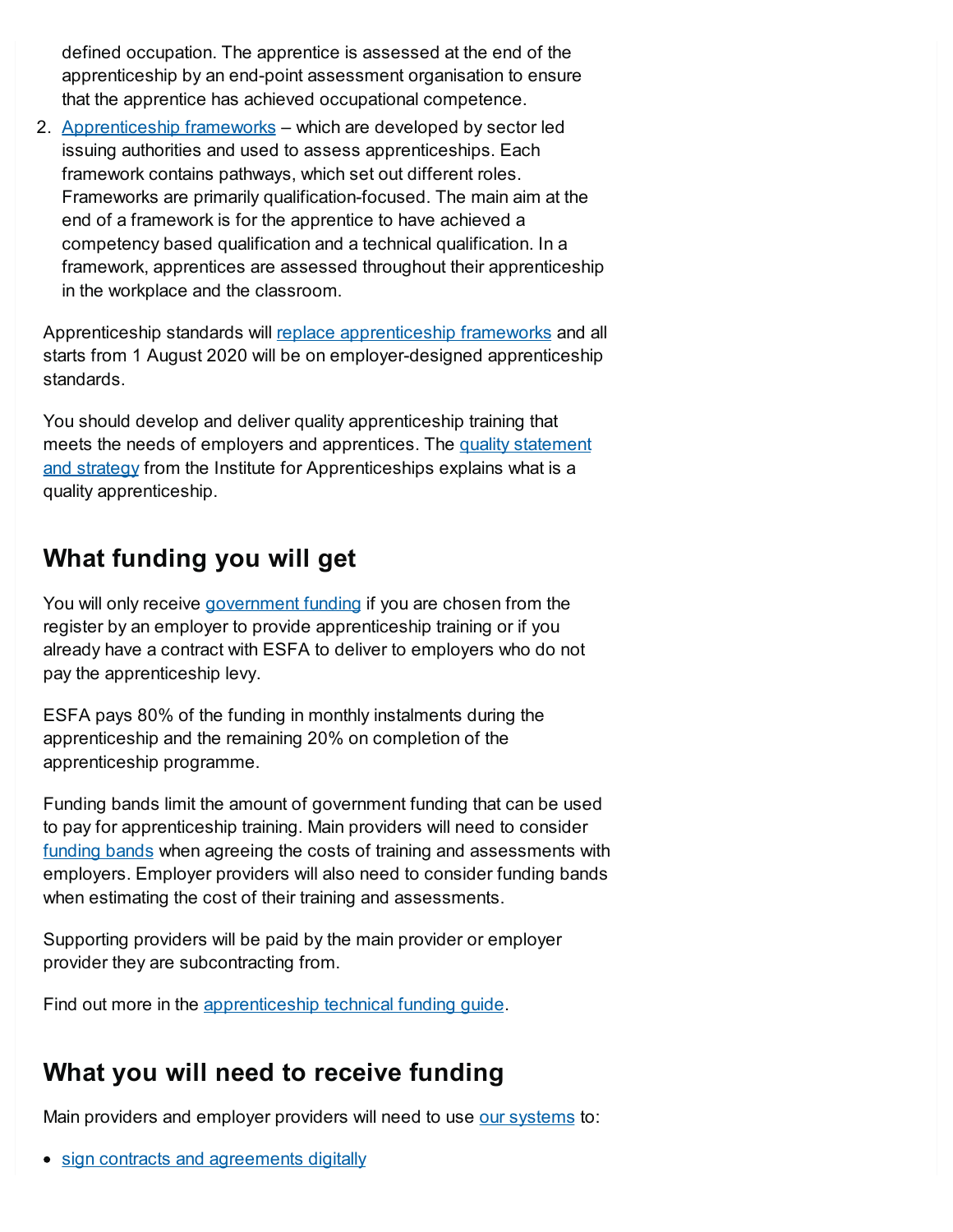defined occupation. The apprentice is assessed at the end of the apprenticeship by an end-point assessment organisation to ensure that the apprentice has achieved occupational competence.

2. Apprenticeship frameworks – which are developed by sector led issuing authorities and used to assess apprenticeships. Each framework contains pathways, which set out different roles. Frameworks are primarily qualification-focused. The main aim at the end of a framework is for the apprentice to have achieved a competency based qualification and a technical qualification. In a framework, apprentices are assessed throughout their apprenticeship in the workplace and the classroom.

Apprenticeship standards will replace apprenticeship frameworks and all starts from 1 August 2020 will be on employer-designed apprenticeship standards.

You should develop and deliver quality apprenticeship training that meets the needs of employers and apprentices. The quality statement and strategy from the Institute for Apprenticeships explains what is a quality apprenticeship.

## What funding you will get

You will only receive government funding if you are chosen from the register by an employer to provide apprenticeship training or if you already have a contract with ESFA to deliver to employers who do not pay the apprenticeship levy.

ESFA pays 80% of the funding in monthly instalments during the apprenticeship and the remaining 20% on completion of the apprenticeship programme.

Funding bands limit the amount of government funding that can be used to pay for apprenticeship training. Main providers will need to consider funding bands when agreeing the costs of training and assessments with employers. Employer providers will also need to consider funding bands when estimating the cost of their training and assessments.

Supporting providers will be paid by the main provider or employer provider they are subcontracting from.

Find out more in the apprenticeship technical funding guide.

## What you will need to receive funding

Main providers and employer providers will need to use our systems to:

- sign contracts and agreements digitally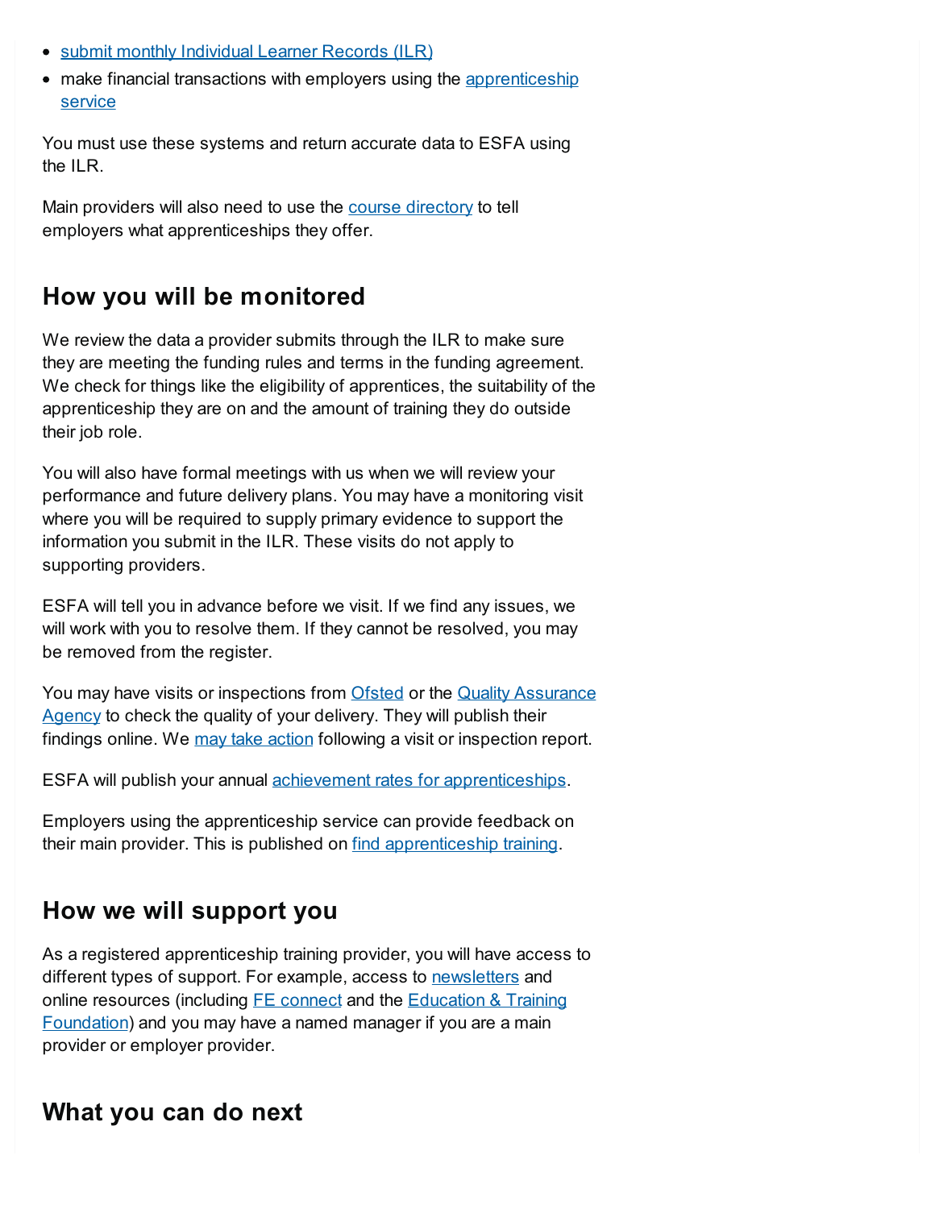- submit monthly Individual Learner Records (ILR)
- make financial transactions with employers using the apprenticeship service

You must use these systems and return accurate data to ESFA using the ILR.

Main providers will also need to use the course directory to tell employers what apprenticeships they offer.

## How you will be monitored

We review the data a provider submits through the ILR to make sure they are meeting the funding rules and terms in the funding agreement. We check for things like the eligibility of apprentices, the suitability of the apprenticeship they are on and the amount of training they do outside their job role.

You will also have formal meetings with us when we will review your performance and future delivery plans. You may have a monitoring visit where you will be required to supply primary evidence to support the information you submit in the ILR. These visits do not apply to supporting providers.

ESFA will tell you in advance before we visit. If we find any issues, we will work with you to resolve them. If they cannot be resolved, you may be removed from the register.

You may have visits or inspections from Ofsted or the Quality Assurance Agency to check the quality of your delivery. They will publish their findings online. We may take action following a visit or inspection report.

ESFA will publish your annual achievement rates for apprenticeships.

Employers using the apprenticeship service can provide feedback on their main provider. This is published on find apprenticeship training.

## How we will support you

As a registered apprenticeship training provider, you will have access to different types of support. For example, access to newsletters and online resources (including FE connect and the Education & Training Foundation) and you may have a named manager if you are a main provider or employer provider.

## What you can do next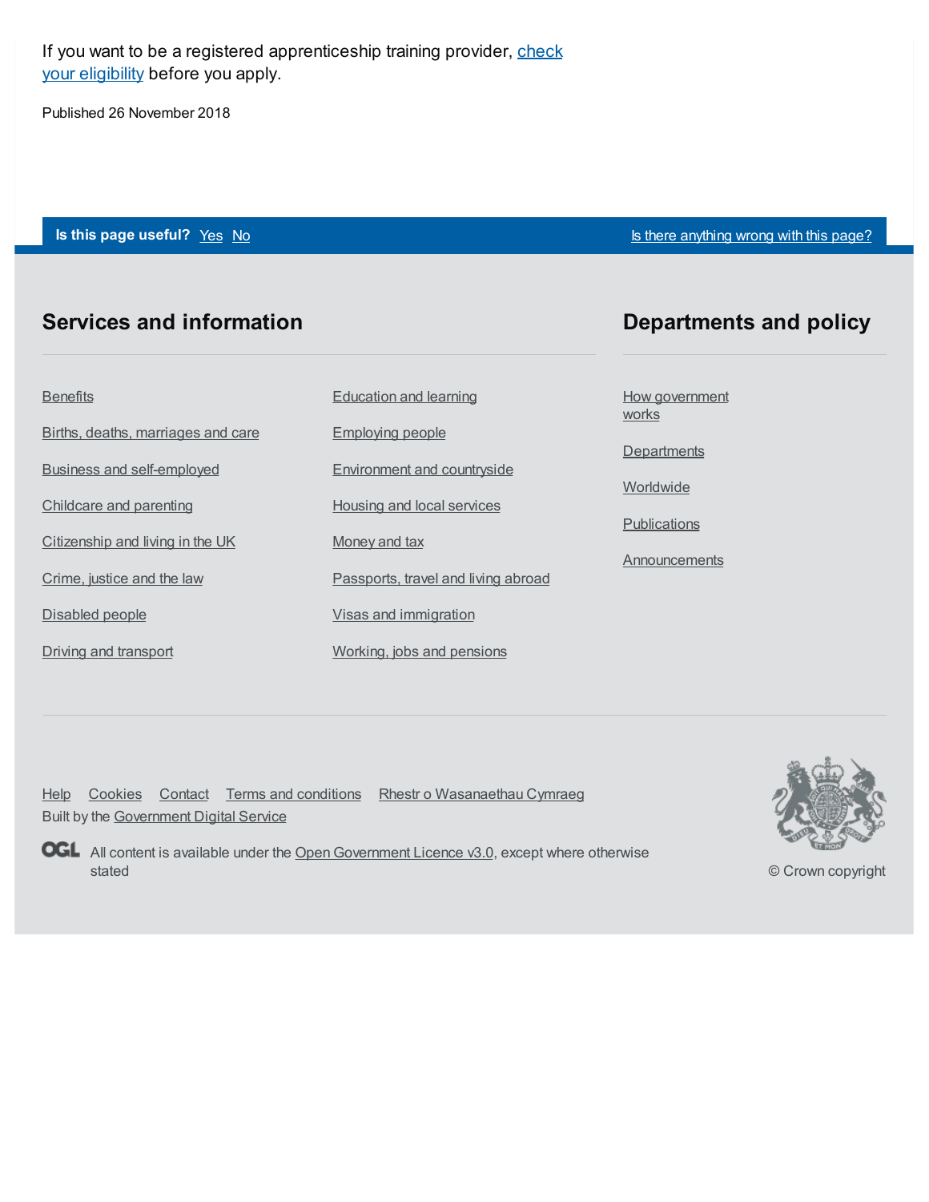If you want to be a registered apprenticeship training provider, check your eligibility before you apply.

Published 26 November 2018

Is this page useful? Yes No

Is there anything wrong with this page?

## Services and information

- Benefits
- Births, deaths, marriages and care
- Business and self-employed
- Childcare and parenting
- Citizenship and living in the UK
- Crime, justice and the law
- Disabled people
- Driving and transport
- Education and learning
- Employing people
- Environment and countryside
- Housing and local services
- Money and tax
- Passports, travel and living abroad
- Visas and immigration
- Working, jobs and pensions

## Departments and policy

- How government works
- Departments
- Worldwide
- Publications
- Announcements

Help Cookies Contact Terms and conditions Rhestr o Wasanaethau Cymraeg

Built by the Government Digital Service

OGL All content is available under the Open Government Licence v3.0, except where otherwise stated

© Crown copyright